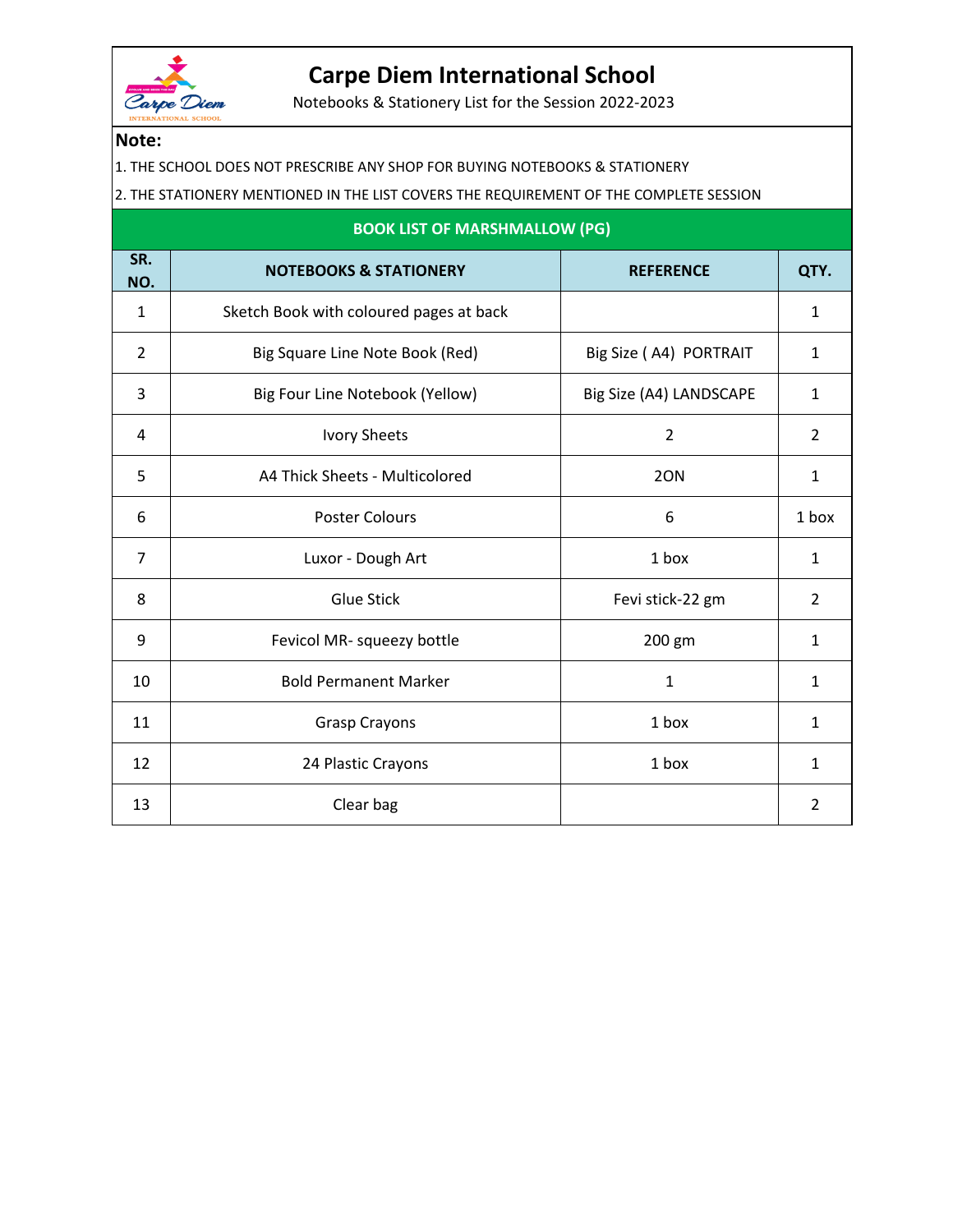# Carpe Diem International School

Notebooks & Stationery List for the Session 2022-2023

**Note:**

1. THE SCHOOL DOES NOT PRESCRIBE ANY SHOP FOR BUYING NOTEBOOKS & STATIONERY
2. THE STATIONERY MENTIONED IN THE LIST COVERS THE REQUIREMENT OF THE COMPLETE SESSION

## BOOK LIST OF MARSHMALLOW (PG)

| SR. NO. | NOTEBOOKS & STATIONERY | REFERENCE | QTY. |
|---|---|---|---|
| 1 | Sketch Book with coloured pages at back | | 1 |
| 2 | Big Square Line Note Book (Red) | Big Size ( A4) PORTRAIT | 1 |
| 3 | Big Four Line Notebook (Yellow) | Big Size (A4) LANDSCAPE | 1 |
| 4 | Ivory Sheets | 2 | 2 |
| 5 | A4 Thick Sheets - Multicolored | 2ON | 1 |
| 6 | Poster Colours | 6 | 1 box |
| 7 | Luxor - Dough Art | 1 box | 1 |
| 8 | Glue Stick | Fevi stick-22 gm | 2 |
| 9 | Fevicol MR- squeezy bottle | 200 gm | 1 |
| 10 | Bold Permanent Marker | 1 | 1 |
| 11 | Grasp Crayons | 1 box | 1 |
| 12 | 24 Plastic Crayons | 1 box | 1 |
| 13 | Clear bag | | 2 |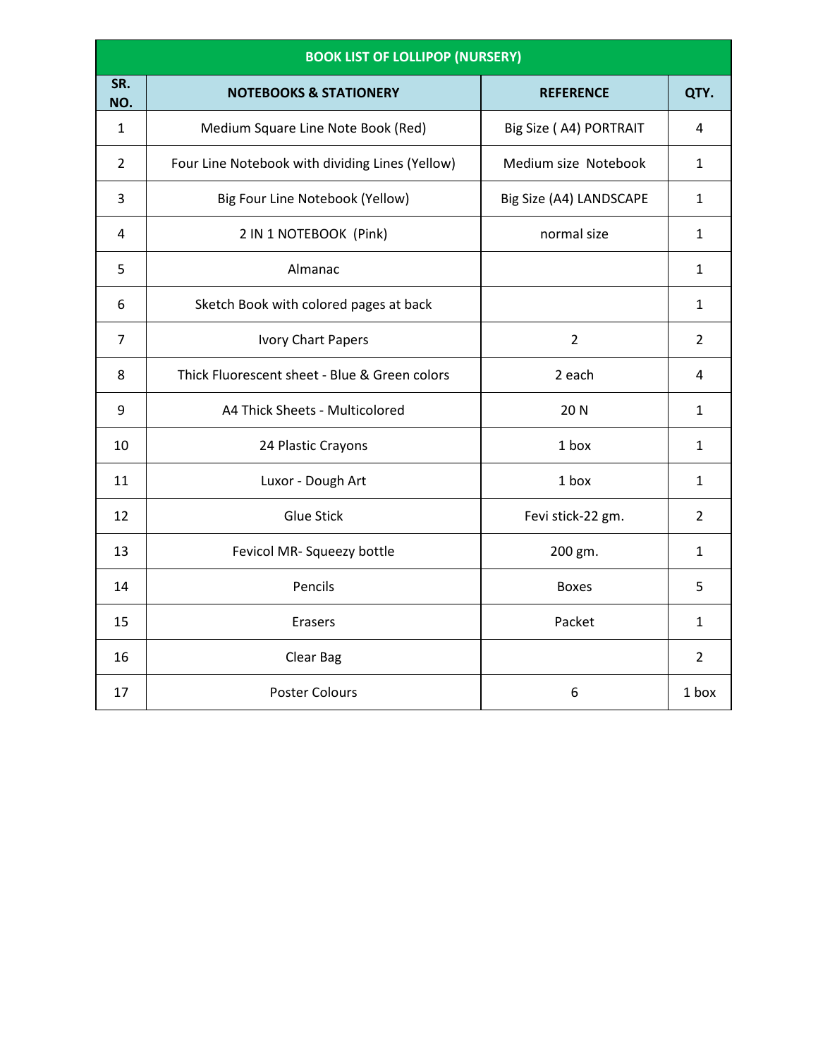| BOOK LIST OF LOLLIPOP (NURSERY) | | | |
|---|---|---|---|
| SR. NO. | NOTEBOOKS & STATIONERY | REFERENCE | QTY. |
| 1 | Medium Square Line Note Book (Red) | Big Size ( A4) PORTRAIT | 4 |
| 2 | Four Line Notebook with dividing Lines (Yellow) | Medium size Notebook | 1 |
| 3 | Big Four Line Notebook (Yellow) | Big Size (A4) LANDSCAPE | 1 |
| 4 | 2 IN 1 NOTEBOOK (Pink) | normal size | 1 |
| 5 | Almanac | | 1 |
| 6 | Sketch Book with colored pages at back | | 1 |
| 7 | Ivory Chart Papers | 2 | 2 |
| 8 | Thick Fluorescent sheet - Blue & Green colors | 2 each | 4 |
| 9 | A4 Thick Sheets - Multicolored | 20 N | 1 |
| 10 | 24 Plastic Crayons | 1 box | 1 |
| 11 | Luxor - Dough Art | 1 box | 1 |
| 12 | Glue Stick | Fevi stick-22 gm. | 2 |
| 13 | Fevicol MR- Squeezy bottle | 200 gm. | 1 |
| 14 | Pencils | Boxes | 5 |
| 15 | Erasers | Packet | 1 |
| 16 | Clear Bag | | 2 |
| 17 | Poster Colours | 6 | 1 box |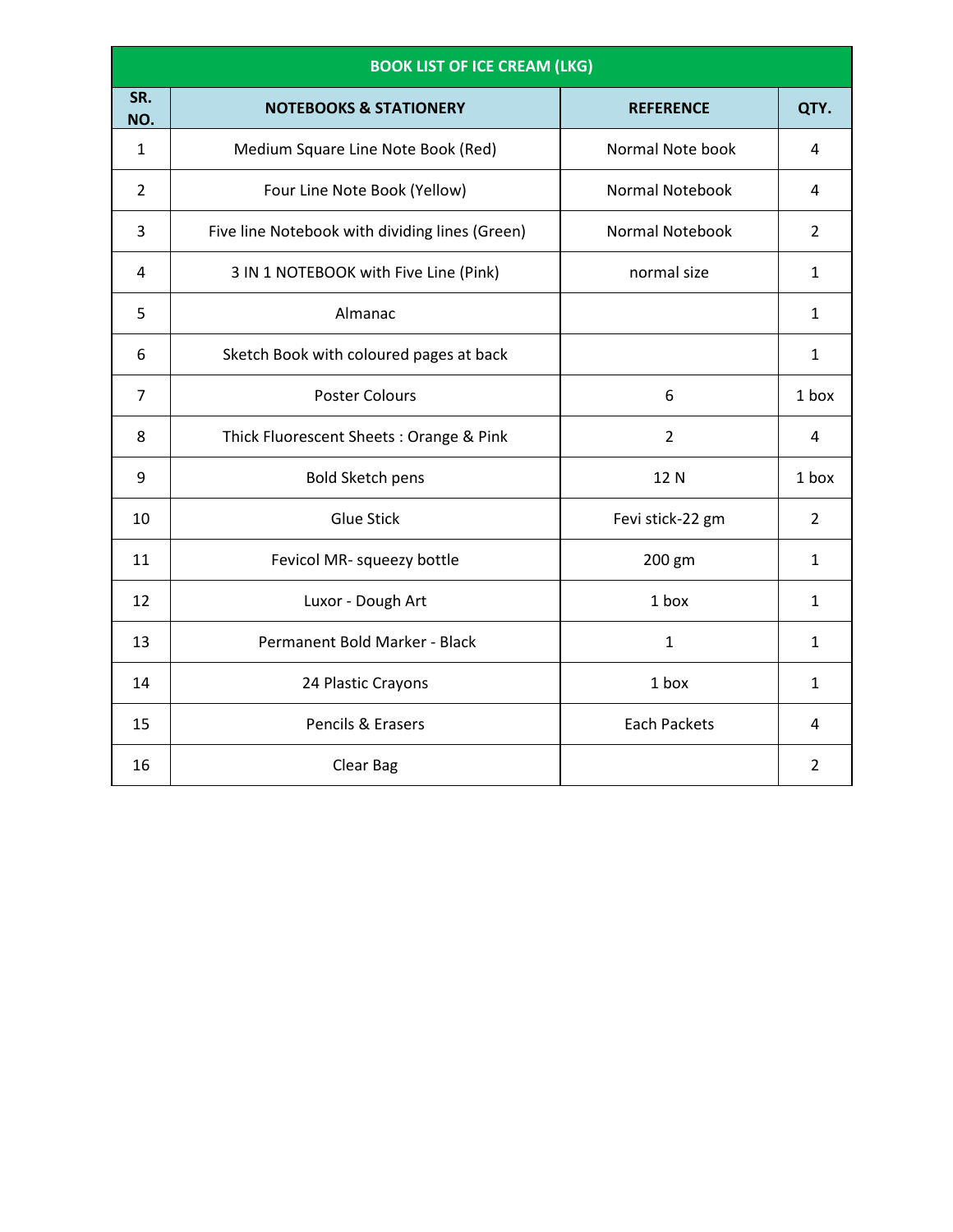| BOOK LIST OF ICE CREAM (LKG) | | | |
|---|---|---|---|
| SR. NO. | NOTEBOOKS & STATIONERY | REFERENCE | QTY. |
| 1 | Medium Square Line Note Book (Red) | Normal Note book | 4 |
| 2 | Four Line Note Book (Yellow) | Normal Notebook | 4 |
| 3 | Five line Notebook with dividing lines (Green) | Normal Notebook | 2 |
| 4 | 3 IN 1 NOTEBOOK with Five Line (Pink) | normal size | 1 |
| 5 | Almanac | | 1 |
| 6 | Sketch Book with coloured pages at back | | 1 |
| 7 | Poster Colours | 6 | 1 box |
| 8 | Thick Fluorescent Sheets : Orange & Pink | 2 | 4 |
| 9 | Bold Sketch pens | 12 N | 1 box |
| 10 | Glue Stick | Fevi stick-22 gm | 2 |
| 11 | Fevicol MR- squeezy bottle | 200 gm | 1 |
| 12 | Luxor - Dough Art | 1 box | 1 |
| 13 | Permanent Bold Marker - Black | 1 | 1 |
| 14 | 24 Plastic Crayons | 1 box | 1 |
| 15 | Pencils & Erasers | Each Packets | 4 |
| 16 | Clear Bag | | 2 |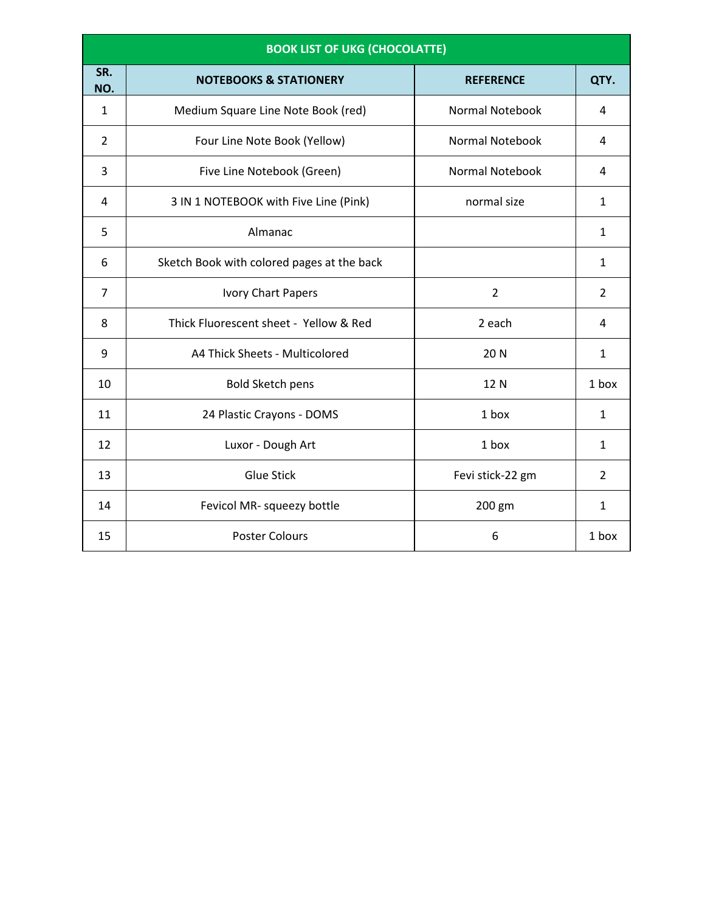| BOOK LIST OF UKG (CHOCOLATTE) | | | |
| --- | --- | --- | --- |
| **SR. NO.** | **NOTEBOOKS & STATIONERY** | **REFERENCE** | **QTY.** |
| 1 | Medium Square Line Note Book (red) | Normal Notebook | 4 |
| 2 | Four Line Note Book (Yellow) | Normal Notebook | 4 |
| 3 | Five Line Notebook (Green) | Normal Notebook | 4 |
| 4 | 3 IN 1 NOTEBOOK with Five Line (Pink) | normal size | 1 |
| 5 | Almanac | | 1 |
| 6 | Sketch Book with colored pages at the back | | 1 |
| 7 | Ivory Chart Papers | 2 | 2 |
| 8 | Thick Fluorescent sheet - Yellow & Red | 2 each | 4 |
| 9 | A4 Thick Sheets - Multicolored | 20 N | 1 |
| 10 | Bold Sketch pens | 12 N | 1 box |
| 11 | 24 Plastic Crayons - DOMS | 1 box | 1 |
| 12 | Luxor - Dough Art | 1 box | 1 |
| 13 | Glue Stick | Fevi stick-22 gm | 2 |
| 14 | Fevicol MR- squeezy bottle | 200 gm | 1 |
| 15 | Poster Colours | 6 | 1 box |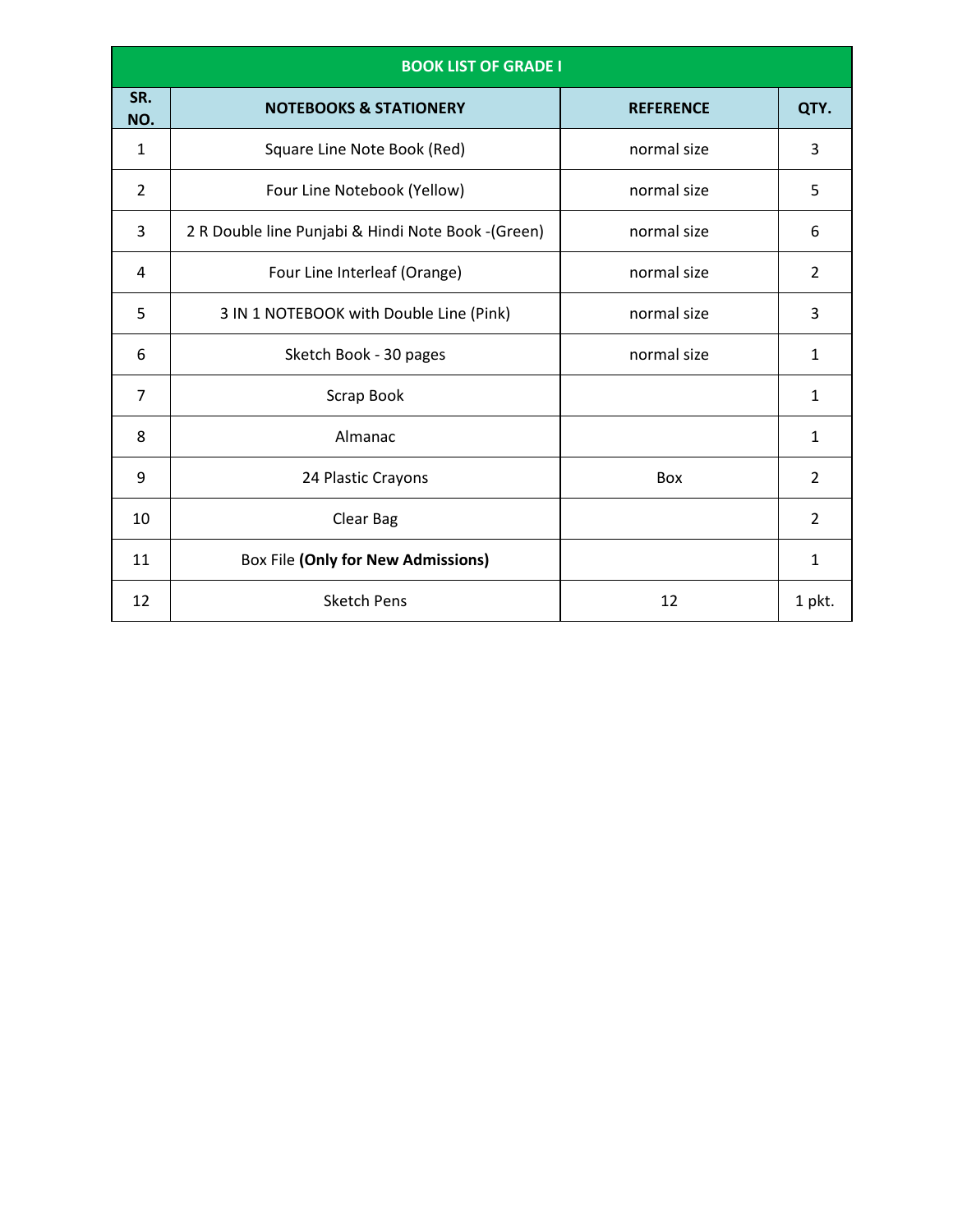| BOOK LIST OF GRADE I | | | |
|---|---|---|---|
| **SR. NO.** | **NOTEBOOKS & STATIONERY** | **REFERENCE** | **QTY.** |
| 1 | Square Line Note Book (Red) | normal size | 3 |
| 2 | Four Line Notebook (Yellow) | normal size | 5 |
| 3 | 2 R Double line Punjabi & Hindi Note Book -(Green) | normal size | 6 |
| 4 | Four Line Interleaf (Orange) | normal size | 2 |
| 5 | 3 IN 1 NOTEBOOK with Double Line (Pink) | normal size | 3 |
| 6 | Sketch Book - 30 pages | normal size | 1 |
| 7 | Scrap Book | | 1 |
| 8 | Almanac | | 1 |
| 9 | 24 Plastic Crayons | Box | 2 |
| 10 | Clear Bag | | 2 |
| 11 | Box File **(Only for New Admissions)** | | 1 |
| 12 | Sketch Pens | 12 | 1 pkt. |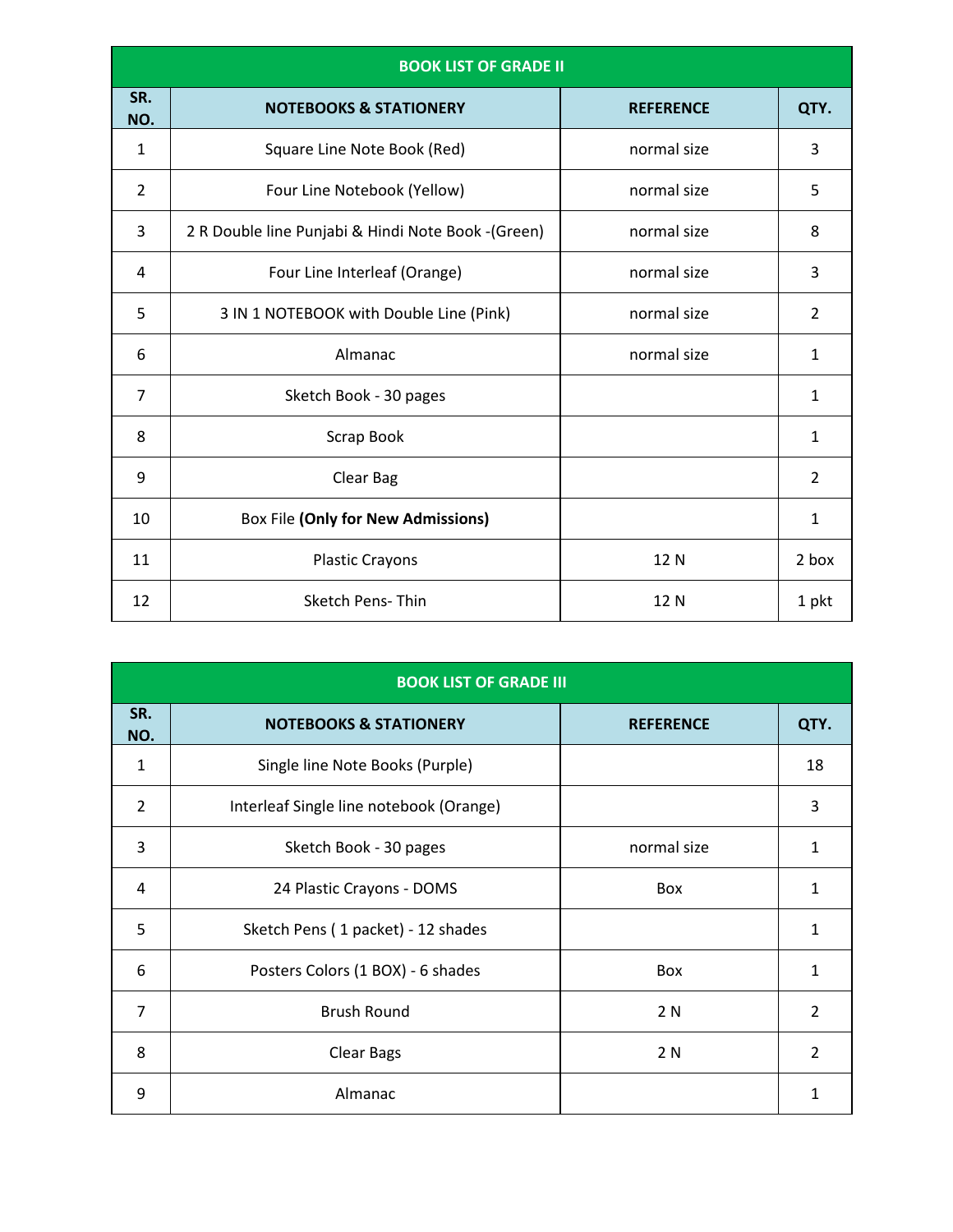| BOOK LIST OF GRADE II | | | |
|---|---|---|---|
| **SR. NO.** | **NOTEBOOKS & STATIONERY** | **REFERENCE** | **QTY.** |
| 1 | Square Line Note Book (Red) | normal size | 3 |
| 2 | Four Line Notebook (Yellow) | normal size | 5 |
| 3 | 2 R Double line Punjabi & Hindi Note Book -(Green) | normal size | 8 |
| 4 | Four Line Interleaf (Orange) | normal size | 3 |
| 5 | 3 IN 1 NOTEBOOK with Double Line (Pink) | normal size | 2 |
| 6 | Almanac | normal size | 1 |
| 7 | Sketch Book - 30 pages | | 1 |
| 8 | Scrap Book | | 1 |
| 9 | Clear Bag | | 2 |
| 10 | Box File **(Only for New Admissions)** | | 1 |
| 11 | Plastic Crayons | 12 N | 2 box |
| 12 | Sketch Pens- Thin | 12 N | 1 pkt |

| BOOK LIST OF GRADE III | | | |
|---|---|---|---|
| **SR. NO.** | **NOTEBOOKS & STATIONERY** | **REFERENCE** | **QTY.** |
| 1 | Single line Note Books (Purple) | | 18 |
| 2 | Interleaf Single line notebook (Orange) | | 3 |
| 3 | Sketch Book - 30 pages | normal size | 1 |
| 4 | 24 Plastic Crayons - DOMS | Box | 1 |
| 5 | Sketch Pens ( 1 packet) - 12 shades | | 1 |
| 6 | Posters Colors (1 BOX) - 6 shades | Box | 1 |
| 7 | Brush Round | 2 N | 2 |
| 8 | Clear Bags | 2 N | 2 |
| 9 | Almanac | | 1 |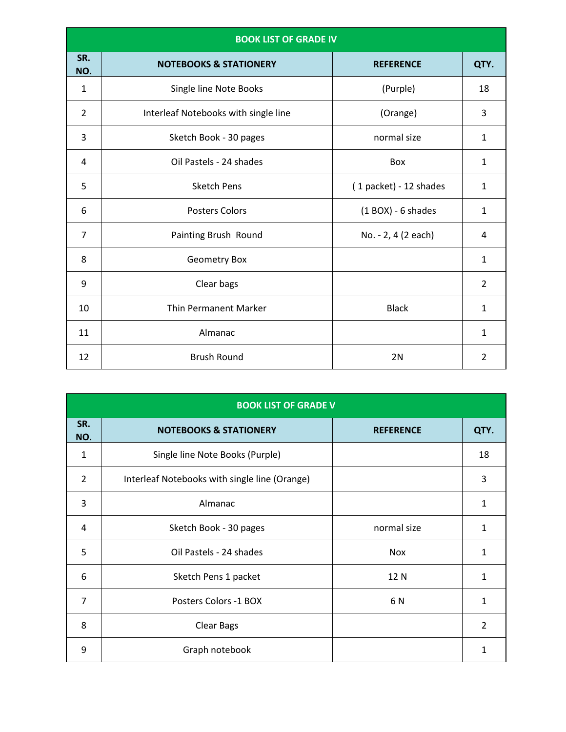| BOOK LIST OF GRADE IV | | | |
|---|---|---|---|
| **SR. NO.** | **NOTEBOOKS & STATIONERY** | **REFERENCE** | **QTY.** |
| 1 | Single line Note Books | (Purple) | 18 |
| 2 | Interleaf Notebooks with single line | (Orange) | 3 |
| 3 | Sketch Book - 30 pages | normal size | 1 |
| 4 | Oil Pastels - 24 shades | Box | 1 |
| 5 | Sketch Pens | ( 1 packet) - 12 shades | 1 |
| 6 | Posters Colors | (1 BOX) - 6 shades | 1 |
| 7 | Painting Brush Round | No. - 2, 4 (2 each) | 4 |
| 8 | Geometry Box | | 1 |
| 9 | Clear bags | | 2 |
| 10 | Thin Permanent Marker | Black | 1 |
| 11 | Almanac | | 1 |
| 12 | Brush Round | 2N | 2 |

| BOOK LIST OF GRADE V | | | |
|---|---|---|---|
| **SR. NO.** | **NOTEBOOKS & STATIONERY** | **REFERENCE** | **QTY.** |
| 1 | Single line Note Books (Purple) | | 18 |
| 2 | Interleaf Notebooks with single line (Orange) | | 3 |
| 3 | Almanac | | 1 |
| 4 | Sketch Book - 30 pages | normal size | 1 |
| 5 | Oil Pastels - 24 shades | Nox | 1 |
| 6 | Sketch Pens 1 packet | 12 N | 1 |
| 7 | Posters Colors -1 BOX | 6 N | 1 |
| 8 | Clear Bags | | 2 |
| 9 | Graph notebook | | 1 |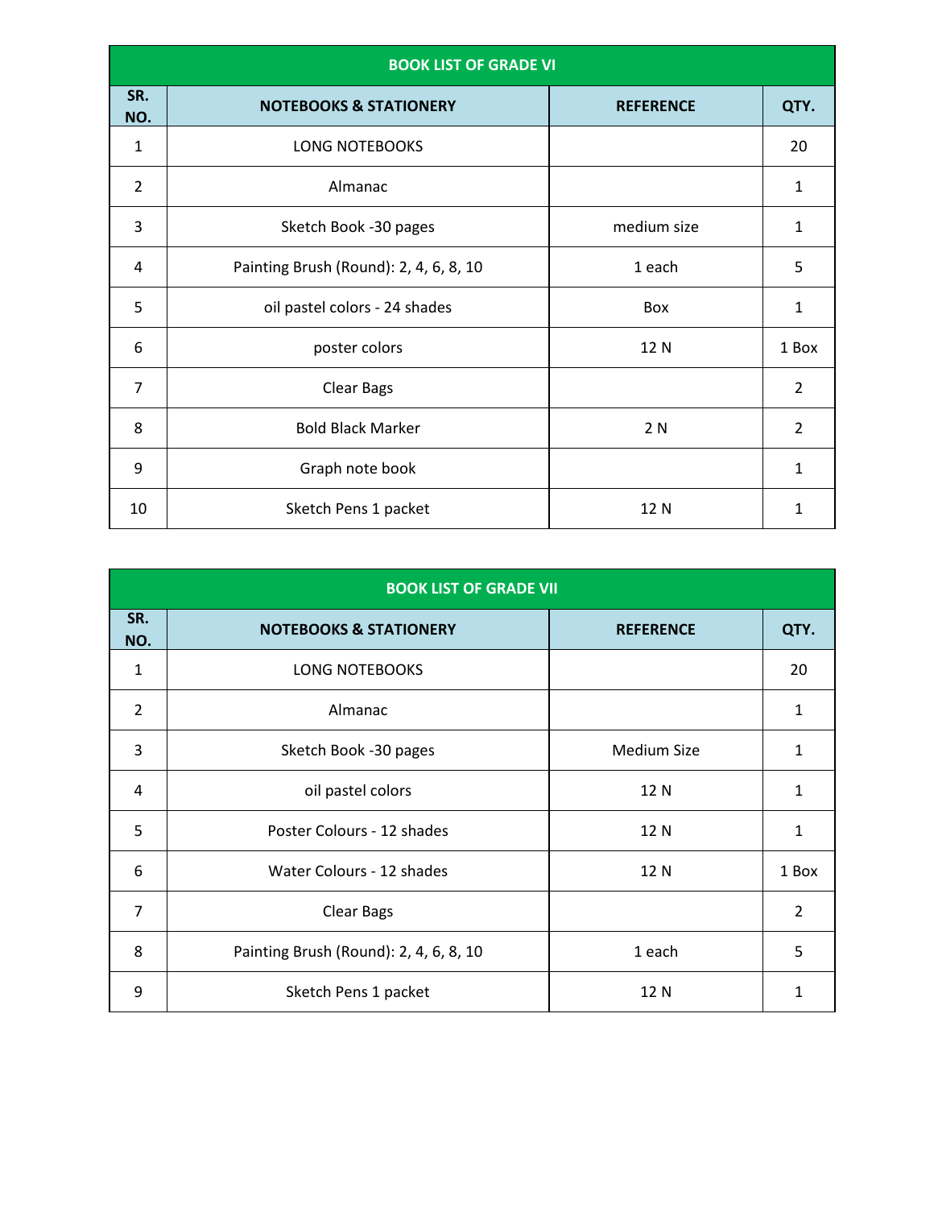| BOOK LIST OF GRADE VI | | | |
|---|---|---|---|
| **SR. NO.** | **NOTEBOOKS & STATIONERY** | **REFERENCE** | **QTY.** |
| 1 | LONG NOTEBOOKS | | 20 |
| 2 | Almanac | | 1 |
| 3 | Sketch Book -30 pages | medium size | 1 |
| 4 | Painting Brush (Round): 2, 4, 6, 8, 10 | 1 each | 5 |
| 5 | oil pastel colors - 24 shades | Box | 1 |
| 6 | poster colors | 12 N | 1 Box |
| 7 | Clear Bags | | 2 |
| 8 | Bold Black Marker | 2 N | 2 |
| 9 | Graph note book | | 1 |
| 10 | Sketch Pens 1 packet | 12 N | 1 |

| BOOK LIST OF GRADE VII | | | |
|---|---|---|---|
| **SR. NO.** | **NOTEBOOKS & STATIONERY** | **REFERENCE** | **QTY.** |
| 1 | LONG NOTEBOOKS | | 20 |
| 2 | Almanac | | 1 |
| 3 | Sketch Book -30 pages | Medium Size | 1 |
| 4 | oil pastel colors | 12 N | 1 |
| 5 | Poster Colours - 12 shades | 12 N | 1 |
| 6 | Water Colours - 12 shades | 12 N | 1 Box |
| 7 | Clear Bags | | 2 |
| 8 | Painting Brush (Round): 2, 4, 6, 8, 10 | 1 each | 5 |
| 9 | Sketch Pens 1 packet | 12 N | 1 |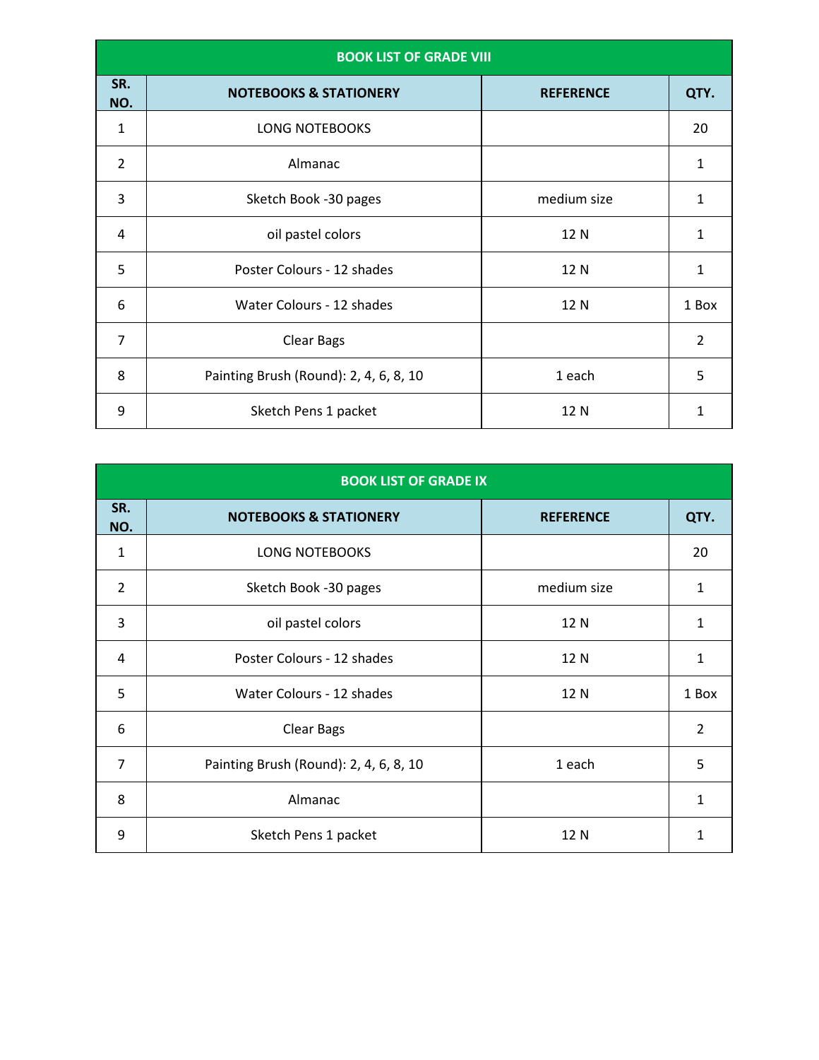| BOOK LIST OF GRADE VIII | | | |
|---|---|---|---|
| **SR. NO.** | **NOTEBOOKS & STATIONERY** | **REFERENCE** | **QTY.** |
| 1 | LONG NOTEBOOKS | | 20 |
| 2 | Almanac | | 1 |
| 3 | Sketch Book -30 pages | medium size | 1 |
| 4 | oil pastel colors | 12 N | 1 |
| 5 | Poster Colours - 12 shades | 12 N | 1 |
| 6 | Water Colours - 12 shades | 12 N | 1 Box |
| 7 | Clear Bags | | 2 |
| 8 | Painting Brush (Round): 2, 4, 6, 8, 10 | 1 each | 5 |
| 9 | Sketch Pens 1 packet | 12 N | 1 |

| BOOK LIST OF GRADE IX | | | |
|---|---|---|---|
| **SR. NO.** | **NOTEBOOKS & STATIONERY** | **REFERENCE** | **QTY.** |
| 1 | LONG NOTEBOOKS | | 20 |
| 2 | Sketch Book -30 pages | medium size | 1 |
| 3 | oil pastel colors | 12 N | 1 |
| 4 | Poster Colours - 12 shades | 12 N | 1 |
| 5 | Water Colours - 12 shades | 12 N | 1 Box |
| 6 | Clear Bags | | 2 |
| 7 | Painting Brush (Round): 2, 4, 6, 8, 10 | 1 each | 5 |
| 8 | Almanac | | 1 |
| 9 | Sketch Pens 1 packet | 12 N | 1 |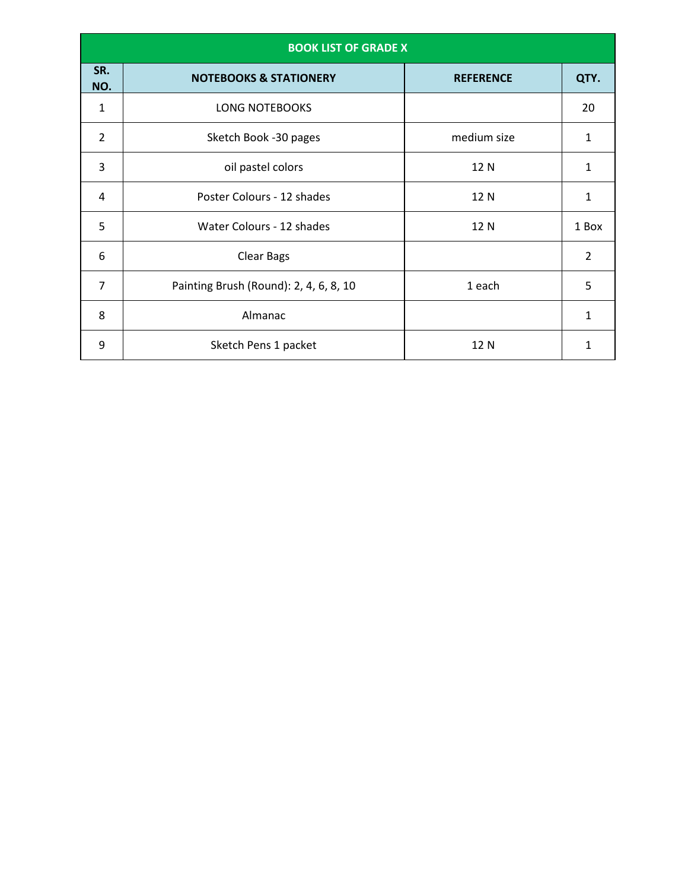| BOOK LIST OF GRADE X | | | |
|---|---|---|---|
| **SR. NO.** | **NOTEBOOKS & STATIONERY** | **REFERENCE** | **QTY.** |
| 1 | LONG NOTEBOOKS | | 20 |
| 2 | Sketch Book -30 pages | medium size | 1 |
| 3 | oil pastel colors | 12 N | 1 |
| 4 | Poster Colours - 12 shades | 12 N | 1 |
| 5 | Water Colours - 12 shades | 12 N | 1 Box |
| 6 | Clear Bags | | 2 |
| 7 | Painting Brush (Round): 2, 4, 6, 8, 10 | 1 each | 5 |
| 8 | Almanac | | 1 |
| 9 | Sketch Pens 1 packet | 12 N | 1 |